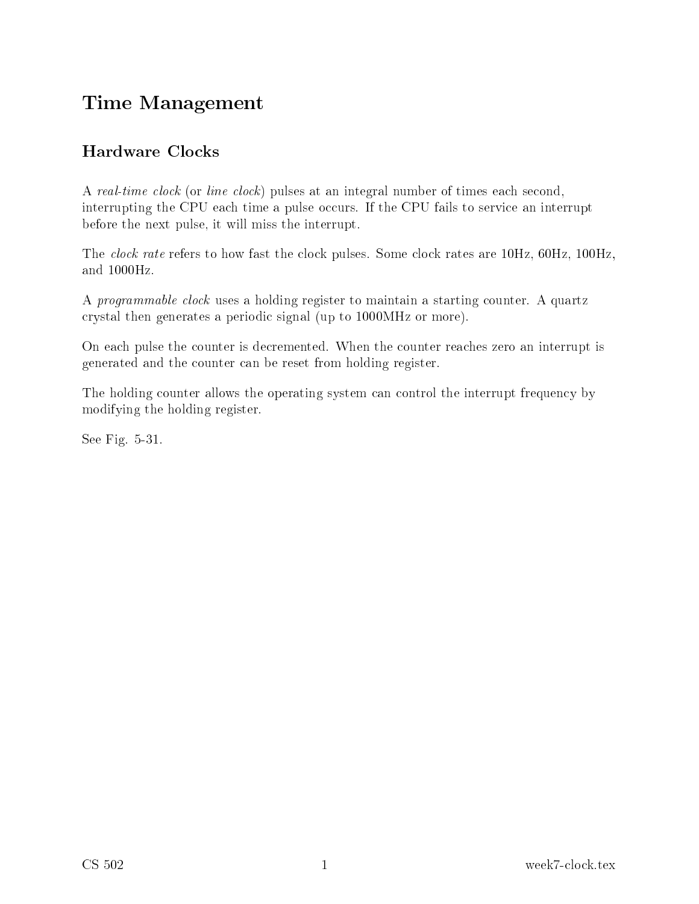# Time Management

## Hardware Clocks

A *real-time clock* (or *line clock*) pulses at an integral number of times each second, interrupting the CPU each time a pulse occurs. If the CPU fails to service an interrupt before the next pulse, it will miss the interrupt.

The *clock rate* refers to how fast the clock pulses. Some clock rates are 10Hz, 60Hz, 100Hz, and 1000Hz.

A *programmable clock* uses a holding register to maintain a starting counter. A quartz crystal then generates a periodic signal (up to 1000MHz or more).

On each pulse the counter is decremented. When the counter reaches zero an interrupt is generated and the counter can be reset from holding register.

The holding counter allows the operating system can control the interrupt frequency by modifying the holding register.

See Fig. 5-31.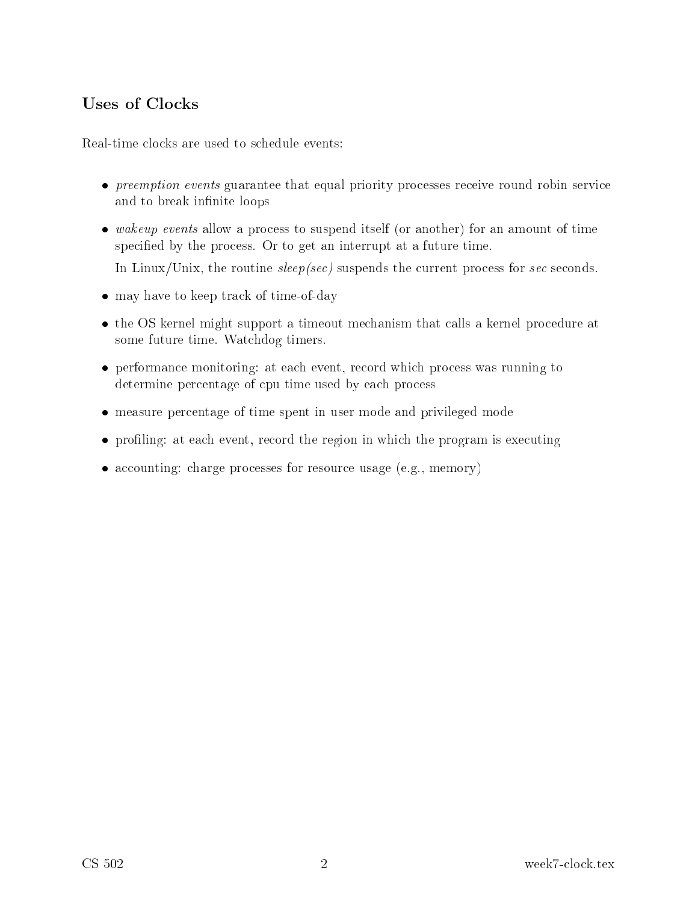## Uses of Clocks

Real-time clocks are used to schedule events:

- *preemption events* guarantee that equal priority processes receive round robin service and to break infinite loops
- *wakeup events* allow a process to suspend itself (or another) for an amount of time specified by the process. Or to get an interrupt at a future time.

  In Linux/Unix, the routine *sleep(sec)* suspends the current process for *sec* seconds.
- may have to keep track of time-of-day
- the OS kernel might support a timeout mechanism that calls a kernel procedure at some future time. Watchdog timers.
- performance monitoring: at each event, record which process was running to determine percentage of cpu time used by each process
- measure percentage of time spent in user mode and privileged mode
- profiling: at each event, record the region in which the program is executing
- accounting: charge processes for resource usage (e.g., memory)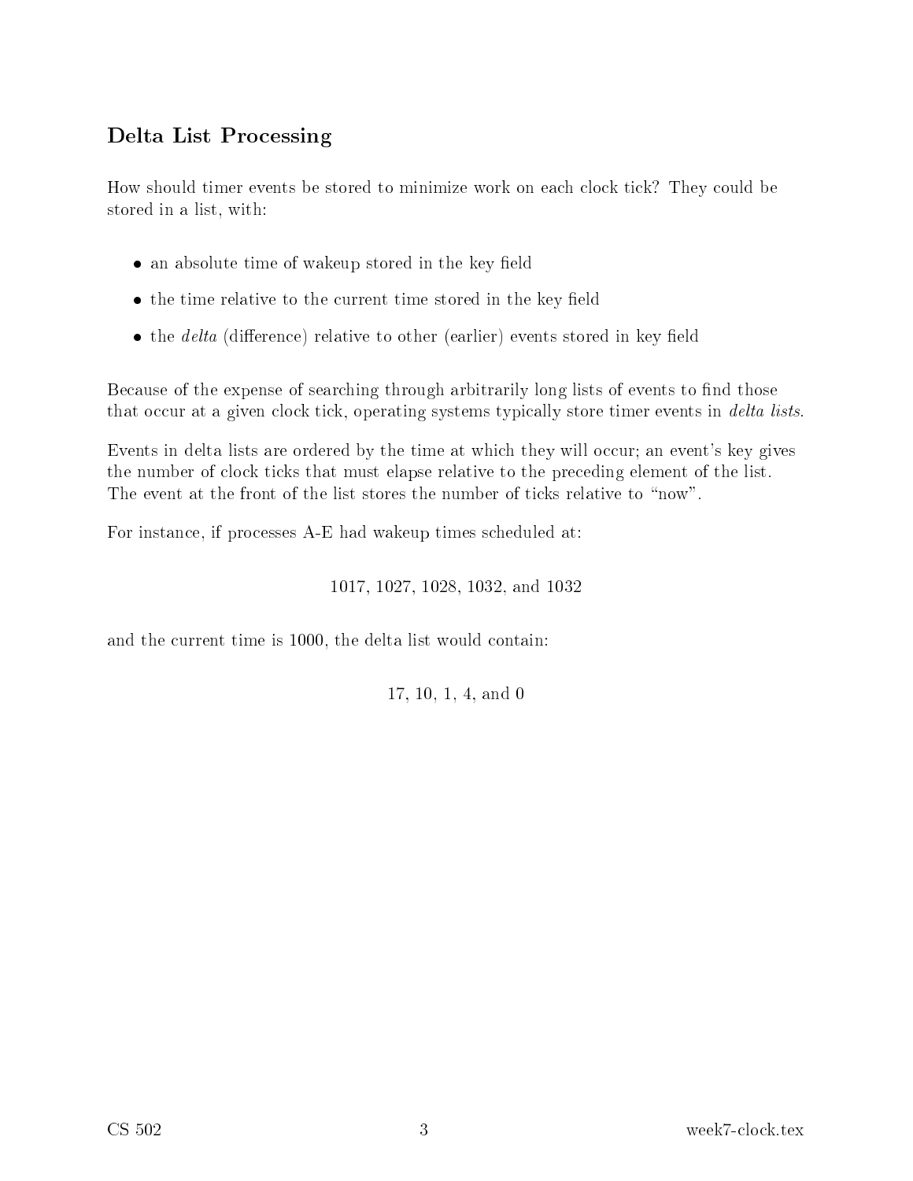## Delta List Processing

How should timer events be stored to minimize work on each clock tick? They could be stored in a list, with:

- an absolute time of wakeup stored in the key field
- the time relative to the current time stored in the key field
- the *delta* (difference) relative to other (earlier) events stored in key field

Because of the expense of searching through arbitrarily long lists of events to find those that occur at a given clock tick, operating systems typically store timer events in *delta lists*.

Events in delta lists are ordered by the time at which they will occur; an event's key gives the number of clock ticks that must elapse relative to the preceding element of the list. The event at the front of the list stores the number of ticks relative to "now".

For instance, if processes A-E had wakeup times scheduled at:

1017, 1027, 1028, 1032, and 1032

and the current time is 1000, the delta list would contain:

17, 10, 1, 4, and 0